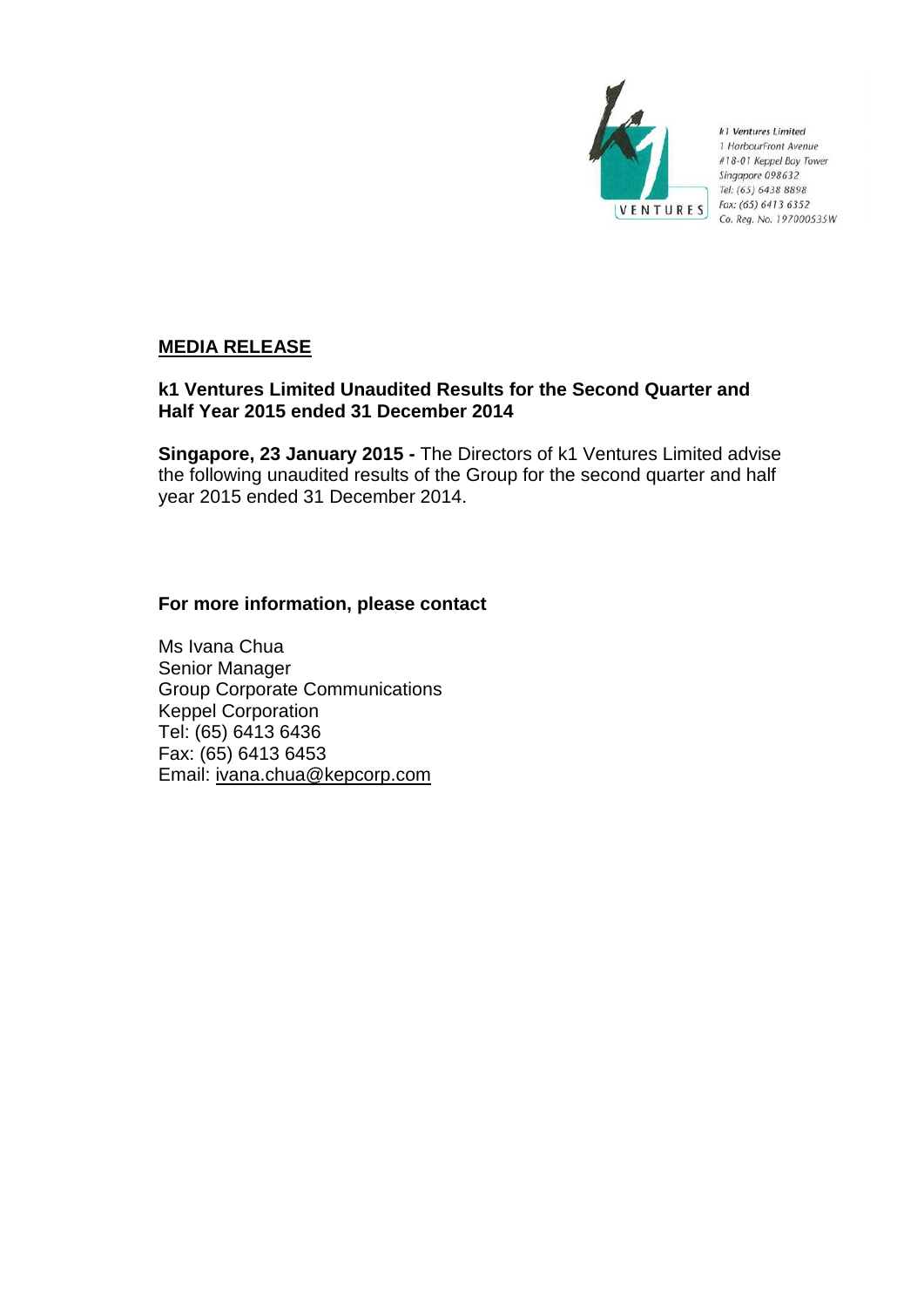k1 Ventures Limited
1 HarbourFront Avenue
#18-01 Keppel Bay Tower
Singapore 098632
Tel: (65) 6438 8898
Fax: (65) 6413 6352
Co. Reg. No. 197000535W

## MEDIA RELEASE

### k1 Ventures Limited Unaudited Results for the Second Quarter and Half Year 2015 ended 31 December 2014

**Singapore, 23 January 2015 -** The Directors of k1 Ventures Limited advise the following unaudited results of the Group for the second quarter and half year 2015 ended 31 December 2014.

**For more information, please contact**

Ms Ivana Chua
Senior Manager
Group Corporate Communications
Keppel Corporation
Tel: (65) 6413 6436
Fax: (65) 6413 6453
Email: ivana.chua@kepcorp.com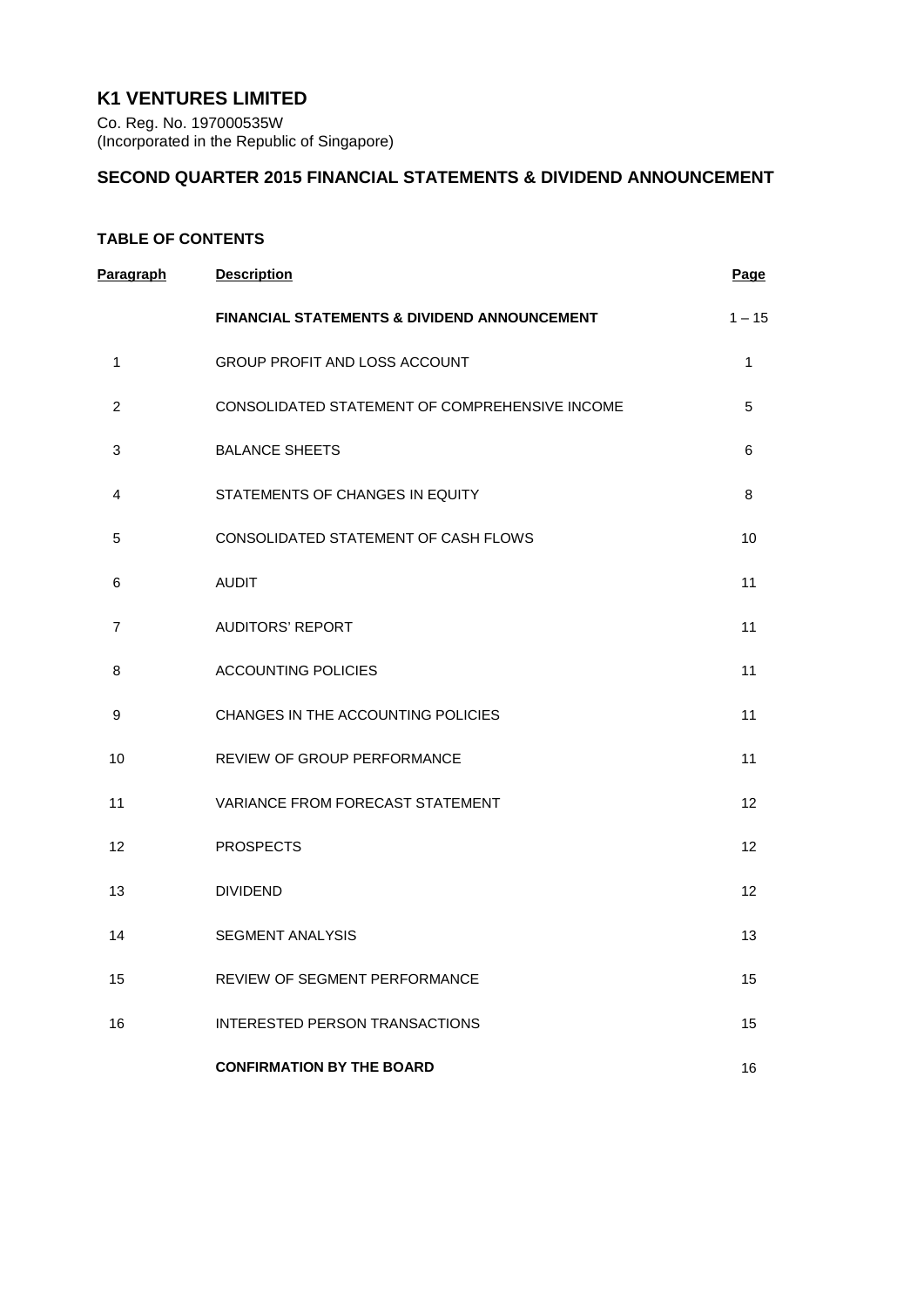# K1 VENTURES LIMITED

Co. Reg. No. 197000535W
(Incorporated in the Republic of Singapore)

## SECOND QUARTER 2015 FINANCIAL STATEMENTS & DIVIDEND ANNOUNCEMENT

### TABLE OF CONTENTS

| Paragraph | Description | Page |
|---|---|---|
| | **FINANCIAL STATEMENTS & DIVIDEND ANNOUNCEMENT** | 1 – 15 |
| 1 | GROUP PROFIT AND LOSS ACCOUNT | 1 |
| 2 | CONSOLIDATED STATEMENT OF COMPREHENSIVE INCOME | 5 |
| 3 | BALANCE SHEETS | 6 |
| 4 | STATEMENTS OF CHANGES IN EQUITY | 8 |
| 5 | CONSOLIDATED STATEMENT OF CASH FLOWS | 10 |
| 6 | AUDIT | 11 |
| 7 | AUDITORS' REPORT | 11 |
| 8 | ACCOUNTING POLICIES | 11 |
| 9 | CHANGES IN THE ACCOUNTING POLICIES | 11 |
| 10 | REVIEW OF GROUP PERFORMANCE | 11 |
| 11 | VARIANCE FROM FORECAST STATEMENT | 12 |
| 12 | PROSPECTS | 12 |
| 13 | DIVIDEND | 12 |
| 14 | SEGMENT ANALYSIS | 13 |
| 15 | REVIEW OF SEGMENT PERFORMANCE | 15 |
| 16 | INTERESTED PERSON TRANSACTIONS | 15 |
| | **CONFIRMATION BY THE BOARD** | 16 |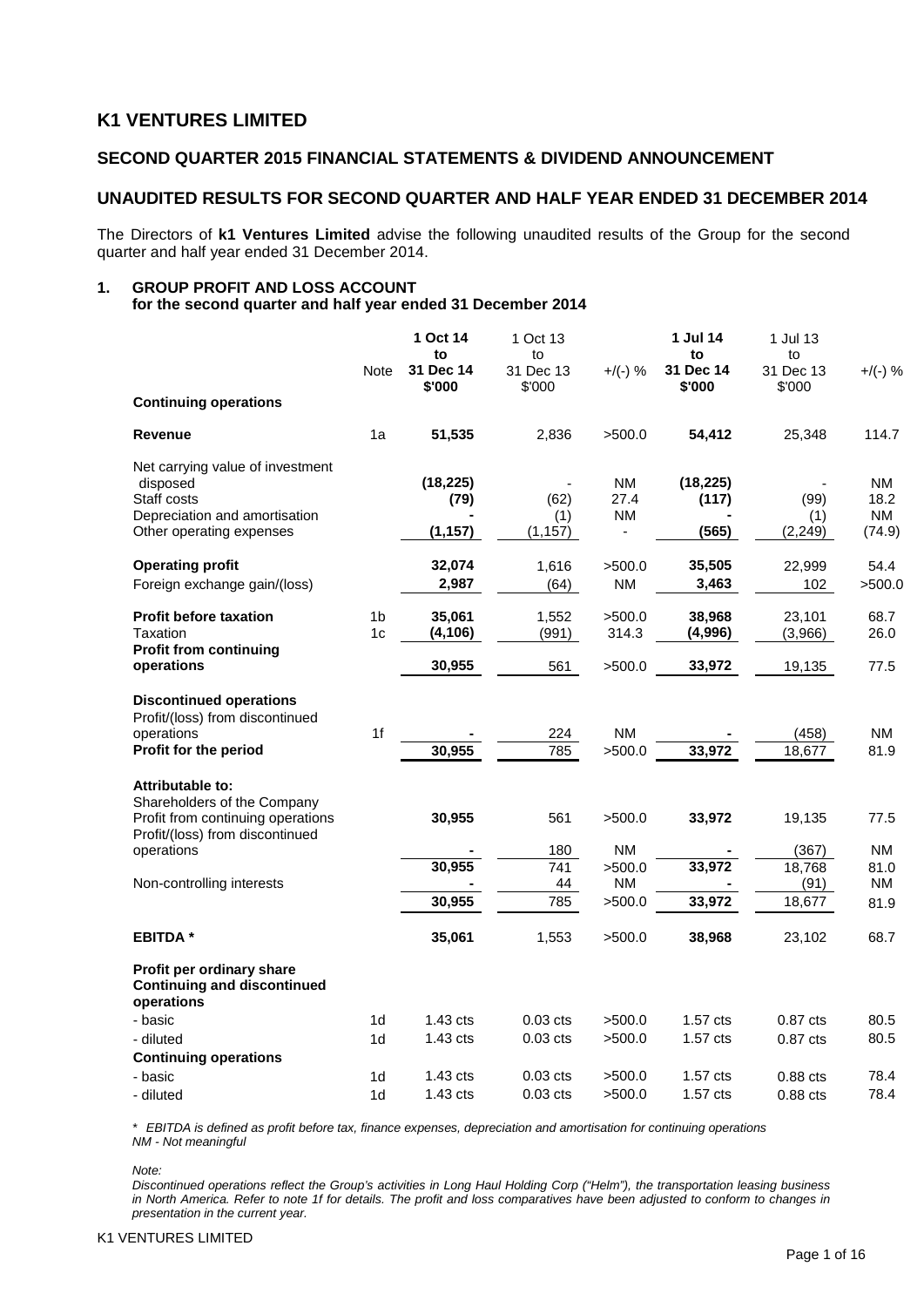# K1 VENTURES LIMITED

## SECOND QUARTER 2015 FINANCIAL STATEMENTS & DIVIDEND ANNOUNCEMENT

## UNAUDITED RESULTS FOR SECOND QUARTER AND HALF YEAR ENDED 31 DECEMBER 2014

The Directors of **k1 Ventures Limited** advise the following unaudited results of the Group for the second quarter and half year ended 31 December 2014.

### 1. GROUP PROFIT AND LOSS ACCOUNT
**for the second quarter and half year ended 31 December 2014**

| | Note | **1 Oct 14 to 31 Dec 14 $'000** | 1 Oct 13 to 31 Dec 13 $'000 | +/(-) % | **1 Jul 14 to 31 Dec 14 $'000** | 1 Jul 13 to 31 Dec 13 $'000 | +/(-) % |
|---|---|---|---|---|---|---|---|
| **Continuing operations** | | | | | | | |
| **Revenue** | 1a | **51,535** | 2,836 | >500.0 | **54,412** | 25,348 | 114.7 |
| Net carrying value of investment disposed | | **(18,225)** | - | NM | **(18,225)** | - | NM |
| Staff costs | | **(79)** | (62) | 27.4 | **(117)** | (99) | 18.2 |
| Depreciation and amortisation | | **-** | (1) | NM | **-** | (1) | NM |
| Other operating expenses | | **(1,157)** | (1,157) | - | **(565)** | (2,249) | (74.9) |
| **Operating profit** | | **32,074** | 1,616 | >500.0 | **35,505** | 22,999 | 54.4 |
| Foreign exchange gain/(loss) | | **2,987** | (64) | NM | **3,463** | 102 | >500.0 |
| **Profit before taxation** | 1b | **35,061** | 1,552 | >500.0 | **38,968** | 23,101 | 68.7 |
| Taxation | 1c | **(4,106)** | (991) | 314.3 | **(4,996)** | (3,966) | 26.0 |
| **Profit from continuing operations** | | **30,955** | 561 | >500.0 | **33,972** | 19,135 | 77.5 |
| **Discontinued operations** | | | | | | | |
| Profit/(loss) from discontinued operations | 1f | **-** | 224 | NM | **-** | (458) | NM |
| **Profit for the period** | | **30,955** | 785 | >500.0 | **33,972** | 18,677 | 81.9 |
| **Attributable to:** | | | | | | | |
| Shareholders of the Company | | | | | | | |
| Profit from continuing operations | | **30,955** | 561 | >500.0 | **33,972** | 19,135 | 77.5 |
| Profit/(loss) from discontinued operations | | **-** | 180 | NM | **-** | (367) | NM |
| | | **30,955** | 741 | >500.0 | **33,972** | 18,768 | 81.0 |
| Non-controlling interests | | **-** | 44 | NM | **-** | (91) | NM |
| | | **30,955** | 785 | >500.0 | **33,972** | 18,677 | 81.9 |
| **EBITDA \*** | | **35,061** | 1,553 | >500.0 | **38,968** | 23,102 | 68.7 |
| **Profit per ordinary share** | | | | | | | |
| **Continuing and discontinued operations** | | | | | | | |
| - basic | 1d | 1.43 cts | 0.03 cts | >500.0 | 1.57 cts | 0.87 cts | 80.5 |
| - diluted | 1d | 1.43 cts | 0.03 cts | >500.0 | 1.57 cts | 0.87 cts | 80.5 |
| **Continuing operations** | | | | | | | |
| - basic | 1d | 1.43 cts | 0.03 cts | >500.0 | 1.57 cts | 0.88 cts | 78.4 |
| - diluted | 1d | 1.43 cts | 0.03 cts | >500.0 | 1.57 cts | 0.88 cts | 78.4 |

*\* EBITDA is defined as profit before tax, finance expenses, depreciation and amortisation for continuing operations*
*NM - Not meaningful*

*Note:*
*Discontinued operations reflect the Group's activities in Long Haul Holding Corp ("Helm"), the transportation leasing business in North America. Refer to note 1f for details. The profit and loss comparatives have been adjusted to conform to changes in presentation in the current year.*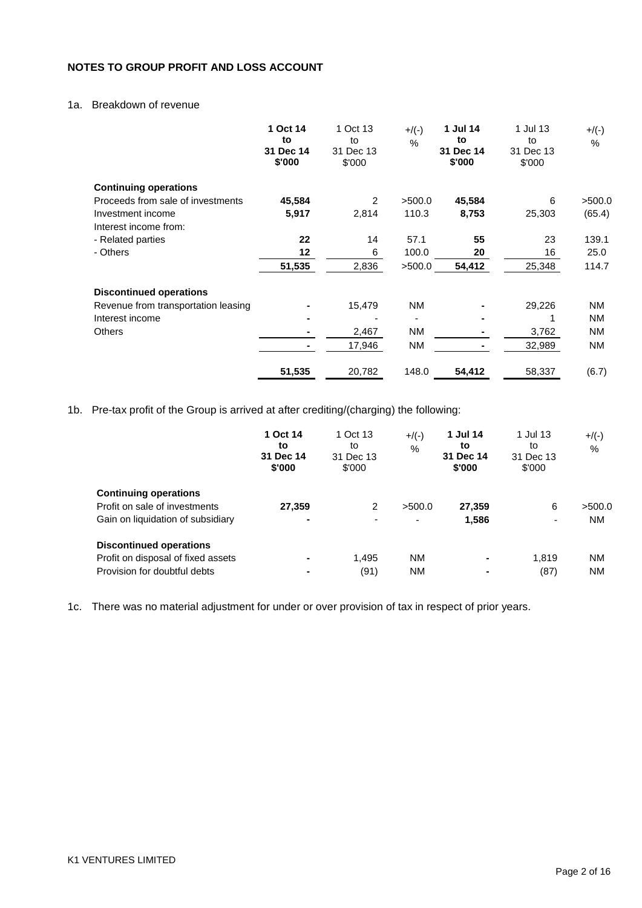## NOTES TO GROUP PROFIT AND LOSS ACCOUNT

1a. Breakdown of revenue

| | **1 Oct 14 to 31 Dec 14 $'000** | 1 Oct 13 to 31 Dec 13 $'000 | +/(-) % | **1 Jul 14 to 31 Dec 14 $'000** | 1 Jul 13 to 31 Dec 13 $'000 | +/(-) % |
|---|---|---|---|---|---|---|
| **Continuing operations** | | | | | | |
| Proceeds from sale of investments | **45,584** | 2 | >500.0 | **45,584** | 6 | >500.0 |
| Investment income | **5,917** | 2,814 | 110.3 | **8,753** | 25,303 | (65.4) |
| Interest income from: | | | | | | |
| - Related parties | **22** | 14 | 57.1 | **55** | 23 | 139.1 |
| - Others | **12** | 6 | 100.0 | **20** | 16 | 25.0 |
| | **51,535** | 2,836 | >500.0 | **54,412** | 25,348 | 114.7 |
| **Discontinued operations** | | | | | | |
| Revenue from transportation leasing | **-** | 15,479 | NM | **-** | 29,226 | NM |
| Interest income | **-** | - | - | **-** | 1 | NM |
| Others | **-** | 2,467 | NM | **-** | 3,762 | NM |
| | **-** | 17,946 | NM | **-** | 32,989 | NM |
| | **51,535** | 20,782 | 148.0 | **54,412** | 58,337 | (6.7) |

1b. Pre-tax profit of the Group is arrived at after crediting/(charging) the following:

| | **1 Oct 14 to 31 Dec 14 $'000** | 1 Oct 13 to 31 Dec 13 $'000 | +/(-) % | **1 Jul 14 to 31 Dec 14 $'000** | 1 Jul 13 to 31 Dec 13 $'000 | +/(-) % |
|---|---|---|---|---|---|---|
| **Continuing operations** | | | | | | |
| Profit on sale of investments | **27,359** | 2 | >500.0 | **27,359** | 6 | >500.0 |
| Gain on liquidation of subsidiary | **-** | - | - | **1,586** | - | NM |
| **Discontinued operations** | | | | | | |
| Profit on disposal of fixed assets | **-** | 1,495 | NM | **-** | 1,819 | NM |
| Provision for doubtful debts | **-** | (91) | NM | **-** | (87) | NM |

1c. There was no material adjustment for under or over provision of tax in respect of prior years.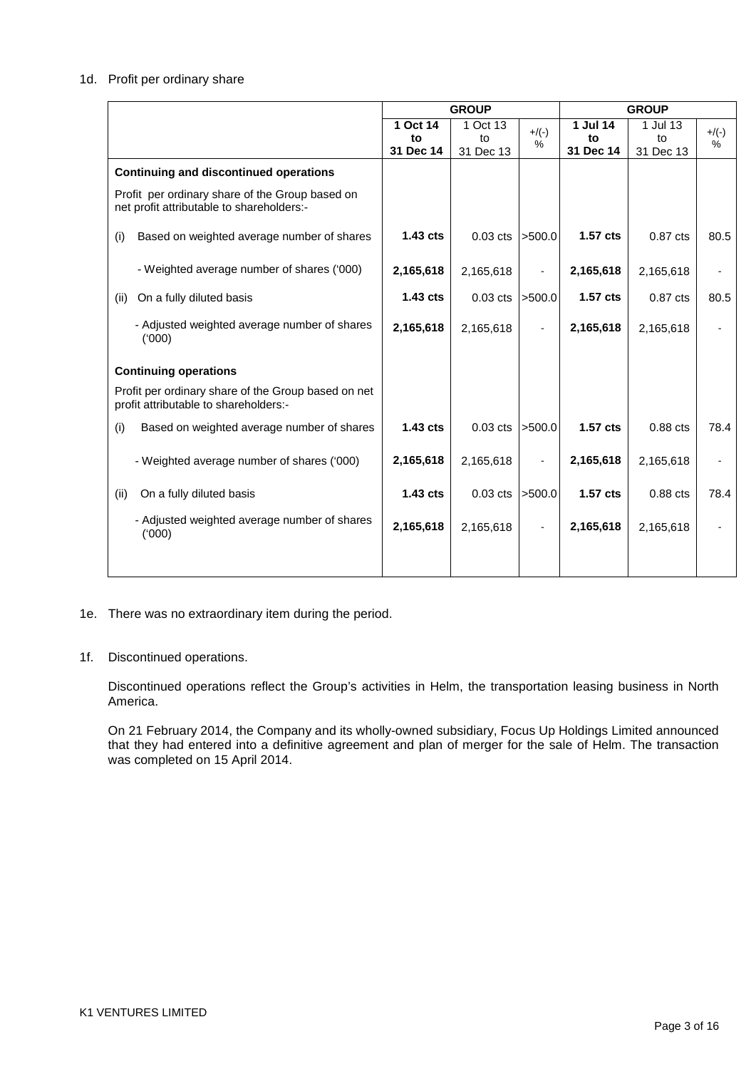1d. Profit per ordinary share

| | GROUP | | | GROUP | | |
|---|---|---|---|---|---|---|
| | **1 Oct 14 to 31 Dec 14** | 1 Oct 13 to 31 Dec 13 | +/(-) % | **1 Jul 14 to 31 Dec 14** | 1 Jul 13 to 31 Dec 13 | +/(-) % |
| **Continuing and discontinued operations** | | | | | | |
| Profit per ordinary share of the Group based on net profit attributable to shareholders:- | | | | | | |
| (i) Based on weighted average number of shares | **1.43 cts** | 0.03 cts | >500.0 | **1.57 cts** | 0.87 cts | 80.5 |
| - Weighted average number of shares ('000) | **2,165,618** | 2,165,618 | - | **2,165,618** | 2,165,618 | - |
| (ii) On a fully diluted basis | **1.43 cts** | 0.03 cts | >500.0 | **1.57 cts** | 0.87 cts | 80.5 |
| - Adjusted weighted average number of shares ('000) | **2,165,618** | 2,165,618 | - | **2,165,618** | 2,165,618 | - |
| **Continuing operations** | | | | | | |
| Profit per ordinary share of the Group based on net profit attributable to shareholders:- | | | | | | |
| (i) Based on weighted average number of shares | **1.43 cts** | 0.03 cts | >500.0 | **1.57 cts** | 0.88 cts | 78.4 |
| - Weighted average number of shares ('000) | **2,165,618** | 2,165,618 | - | **2,165,618** | 2,165,618 | - |
| (ii) On a fully diluted basis | **1.43 cts** | 0.03 cts | >500.0 | **1.57 cts** | 0.88 cts | 78.4 |
| - Adjusted weighted average number of shares ('000) | **2,165,618** | 2,165,618 | - | **2,165,618** | 2,165,618 | - |

1e. There was no extraordinary item during the period.

1f. Discontinued operations.

Discontinued operations reflect the Group's activities in Helm, the transportation leasing business in North America.

On 21 February 2014, the Company and its wholly-owned subsidiary, Focus Up Holdings Limited announced that they had entered into a definitive agreement and plan of merger for the sale of Helm. The transaction was completed on 15 April 2014.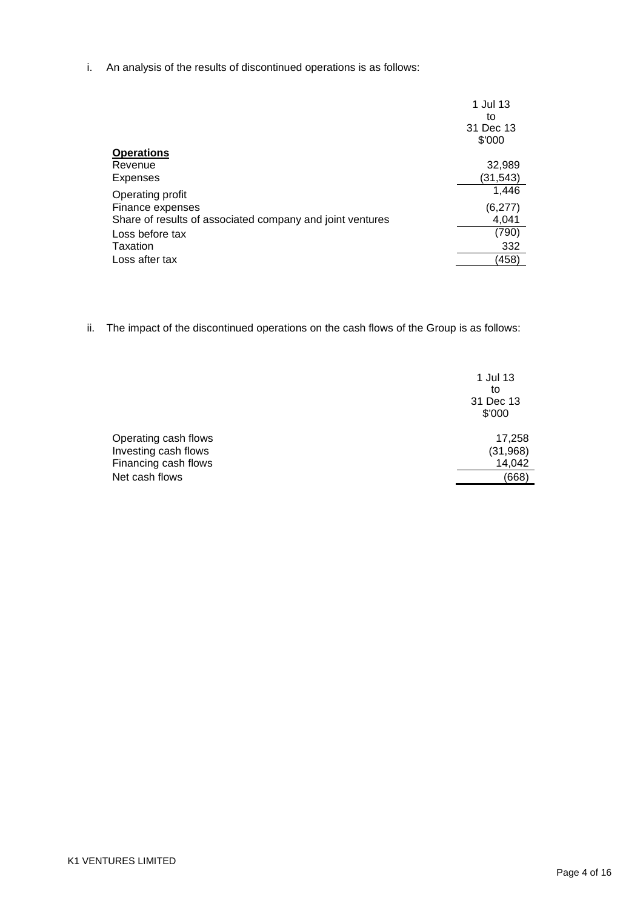i. An analysis of the results of discontinued operations is as follows:

| | 1 Jul 13 to 31 Dec 13 $'000 |
|---|---|
| **Operations** | |
| Revenue | 32,989 |
| Expenses | (31,543) |
| Operating profit | 1,446 |
| Finance expenses | (6,277) |
| Share of results of associated company and joint ventures | 4,041 |
| Loss before tax | (790) |
| Taxation | 332 |
| Loss after tax | (458) |

ii. The impact of the discontinued operations on the cash flows of the Group is as follows:

| | 1 Jul 13 to 31 Dec 13 $'000 |
|---|---|
| Operating cash flows | 17,258 |
| Investing cash flows | (31,968) |
| Financing cash flows | 14,042 |
| Net cash flows | (668) |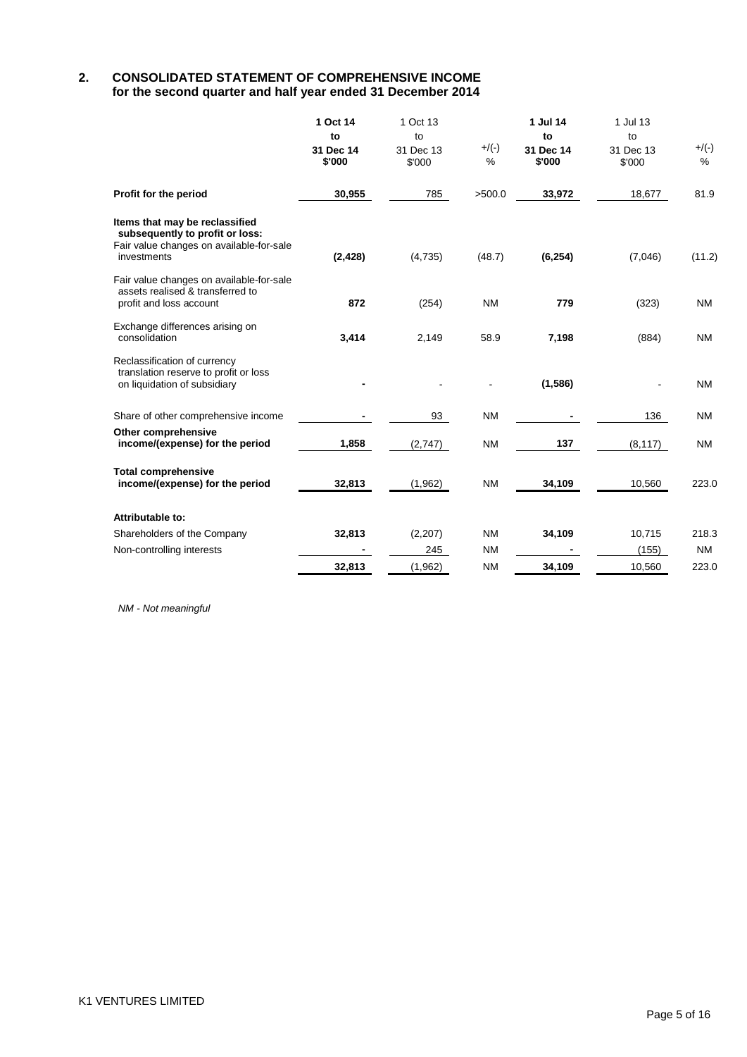## 2. CONSOLIDATED STATEMENT OF COMPREHENSIVE INCOME for the second quarter and half year ended 31 December 2014

| | **1 Oct 14 to 31 Dec 14 $'000** | 1 Oct 13 to 31 Dec 13 $'000 | +/(-) % | **1 Jul 14 to 31 Dec 14 $'000** | 1 Jul 13 to 31 Dec 13 $'000 | +/(-) % |
|---|---|---|---|---|---|---|
| **Profit for the period** | **30,955** | 785 | >500.0 | **33,972** | 18,677 | 81.9 |
| **Items that may be reclassified subsequently to profit or loss:** | | | | | | |
| Fair value changes on available-for-sale investments | **(2,428)** | (4,735) | (48.7) | **(6,254)** | (7,046) | (11.2) |
| Fair value changes on available-for-sale assets realised & transferred to profit and loss account | **872** | (254) | NM | **779** | (323) | NM |
| Exchange differences arising on consolidation | **3,414** | 2,149 | 58.9 | **7,198** | (884) | NM |
| Reclassification of currency translation reserve to profit or loss on liquidation of subsidiary | **-** | - | - | **(1,586)** | - | NM |
| Share of other comprehensive income | **-** | 93 | NM | **-** | 136 | NM |
| **Other comprehensive income/(expense) for the period** | **1,858** | (2,747) | NM | **137** | (8,117) | NM |
| **Total comprehensive income/(expense) for the period** | **32,813** | (1,962) | NM | **34,109** | 10,560 | 223.0 |
| **Attributable to:** | | | | | | |
| Shareholders of the Company | **32,813** | (2,207) | NM | **34,109** | 10,715 | 218.3 |
| Non-controlling interests | **-** | 245 | NM | **-** | (155) | NM |
| | **32,813** | (1,962) | NM | **34,109** | 10,560 | 223.0 |

*NM - Not meaningful*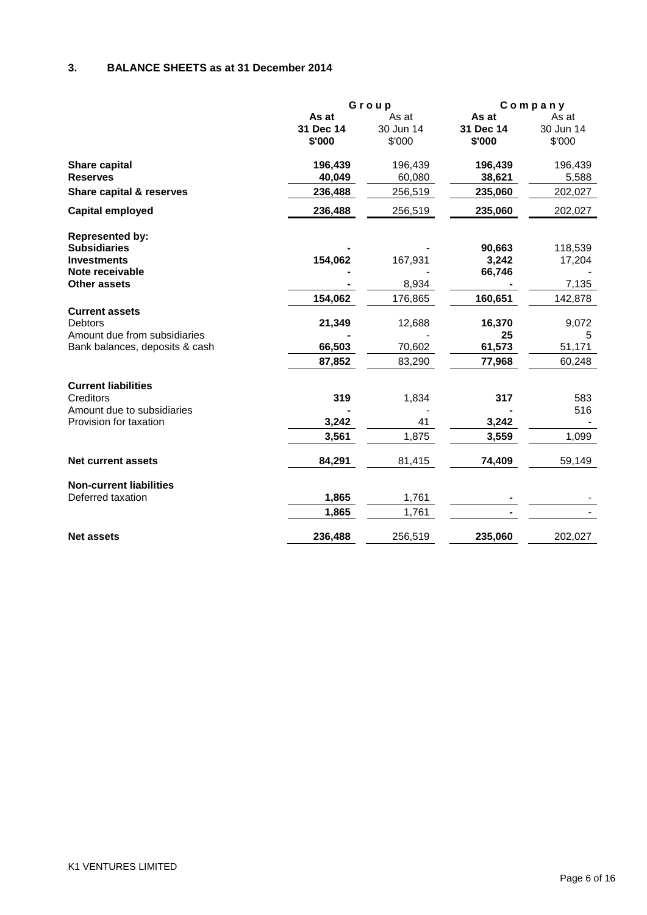## 3. BALANCE SHEETS as at 31 December 2014

| | Group | | Company | |
|---|---|---|---|---|
| | **As at 31 Dec 14 $'000** | As at 30 Jun 14 $'000 | **As at 31 Dec 14 $'000** | As at 30 Jun 14 $'000 |
| **Share capital** | **196,439** | 196,439 | **196,439** | 196,439 |
| **Reserves** | **40,049** | 60,080 | **38,621** | 5,588 |
| **Share capital & reserves** | **236,488** | 256,519 | **235,060** | 202,027 |
| **Capital employed** | **236,488** | 256,519 | **235,060** | 202,027 |
| **Represented by:** | | | | |
| **Subsidiaries** | **-** | - | **90,663** | 118,539 |
| **Investments** | **154,062** | 167,931 | **3,242** | 17,204 |
| **Note receivable** | **-** | - | **66,746** | - |
| **Other assets** | **-** | 8,934 | **-** | 7,135 |
| | **154,062** | 176,865 | **160,651** | 142,878 |
| **Current assets** | | | | |
| Debtors | **21,349** | 12,688 | **16,370** | 9,072 |
| Amount due from subsidiaries | **-** | - | **25** | 5 |
| Bank balances, deposits & cash | **66,503** | 70,602 | **61,573** | 51,171 |
| | **87,852** | 83,290 | **77,968** | 60,248 |
| **Current liabilities** | | | | |
| Creditors | **319** | 1,834 | **317** | 583 |
| Amount due to subsidiaries | **-** | - | **-** | 516 |
| Provision for taxation | **3,242** | 41 | **3,242** | - |
| | **3,561** | 1,875 | **3,559** | 1,099 |
| **Net current assets** | **84,291** | 81,415 | **74,409** | 59,149 |
| **Non-current liabilities** | | | | |
| Deferred taxation | **1,865** | 1,761 | **-** | - |
| | **1,865** | 1,761 | **-** | - |
| **Net assets** | **236,488** | 256,519 | **235,060** | 202,027 |

K1 VENTURES LIMITED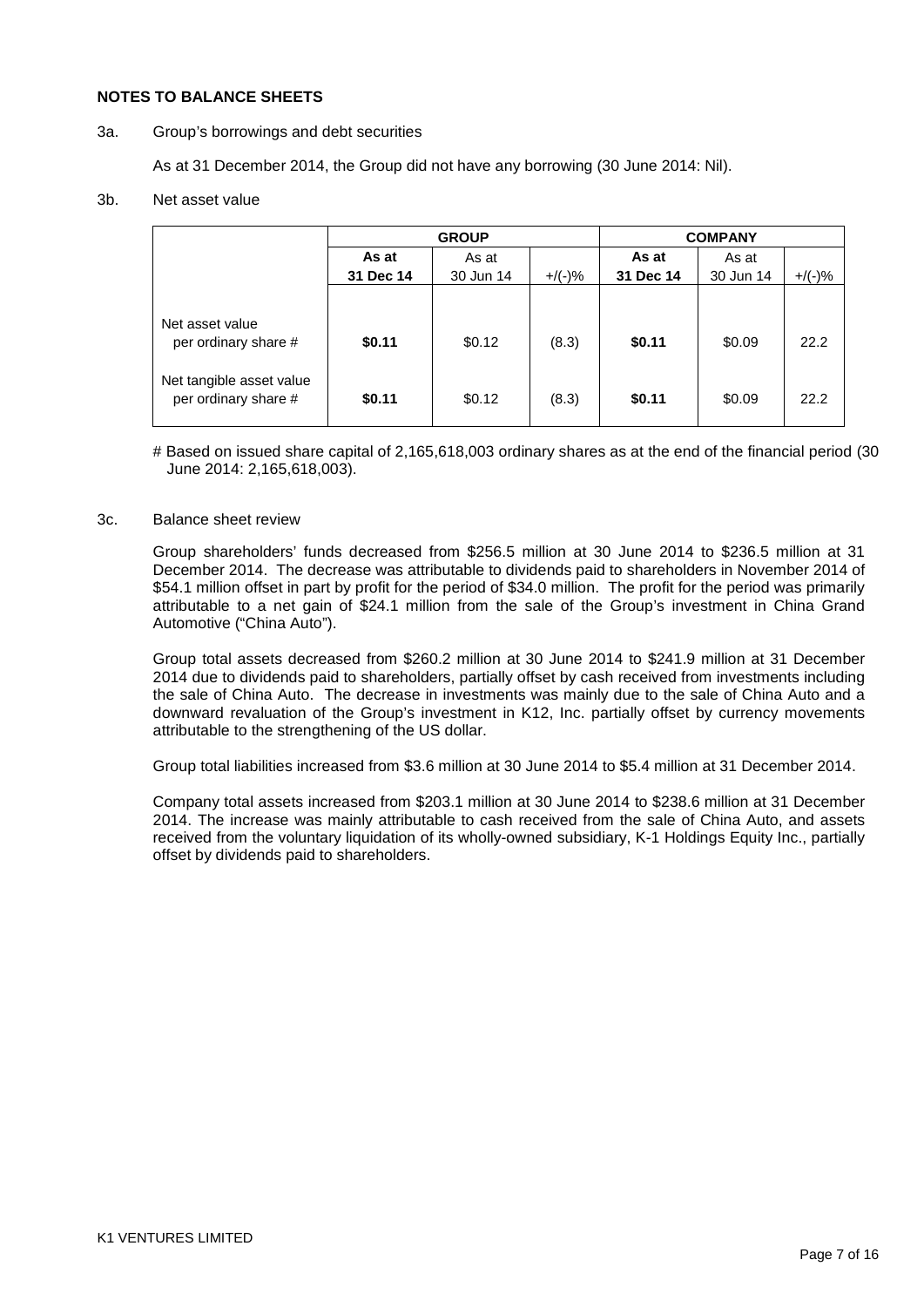**NOTES TO BALANCE SHEETS**

3a. Group's borrowings and debt securities

As at 31 December 2014, the Group did not have any borrowing (30 June 2014: Nil).

3b. Net asset value

| | GROUP | | | COMPANY | | |
|---|---|---|---|---|---|---|
| | **As at 31 Dec 14** | As at 30 Jun 14 | +/(-)% | **As at 31 Dec 14** | As at 30 Jun 14 | +/(-)% |
| Net asset value per ordinary share # | **$0.11** | $0.12 | (8.3) | **$0.11** | $0.09 | 22.2 |
| Net tangible asset value per ordinary share # | **$0.11** | $0.12 | (8.3) | **$0.11** | $0.09 | 22.2 |

# Based on issued share capital of 2,165,618,003 ordinary shares as at the end of the financial period (30 June 2014: 2,165,618,003).

3c. Balance sheet review

Group shareholders' funds decreased from $256.5 million at 30 June 2014 to $236.5 million at 31 December 2014. The decrease was attributable to dividends paid to shareholders in November 2014 of $54.1 million offset in part by profit for the period of $34.0 million. The profit for the period was primarily attributable to a net gain of $24.1 million from the sale of the Group's investment in China Grand Automotive ("China Auto").

Group total assets decreased from $260.2 million at 30 June 2014 to $241.9 million at 31 December 2014 due to dividends paid to shareholders, partially offset by cash received from investments including the sale of China Auto. The decrease in investments was mainly due to the sale of China Auto and a downward revaluation of the Group's investment in K12, Inc. partially offset by currency movements attributable to the strengthening of the US dollar.

Group total liabilities increased from $3.6 million at 30 June 2014 to $5.4 million at 31 December 2014.

Company total assets increased from $203.1 million at 30 June 2014 to $238.6 million at 31 December 2014. The increase was mainly attributable to cash received from the sale of China Auto, and assets received from the voluntary liquidation of its wholly-owned subsidiary, K-1 Holdings Equity Inc., partially offset by dividends paid to shareholders.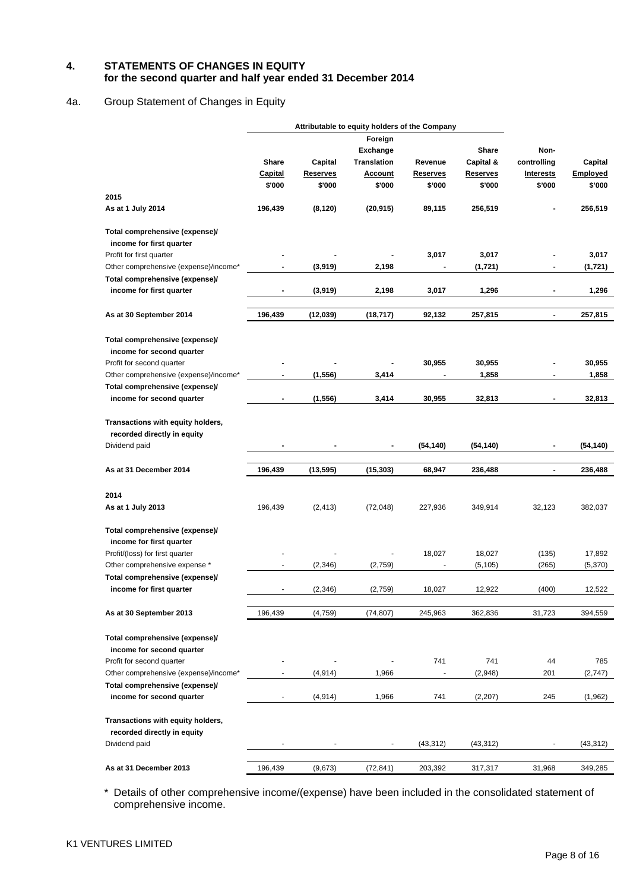## 4. STATEMENTS OF CHANGES IN EQUITY
### for the second quarter and half year ended 31 December 2014

### 4a. Group Statement of Changes in Equity

| | Attributable to equity holders of the Company | | | | | | |
|---|---|---|---|---|---|---|---|
| | Share Capital | Capital Reserves | Foreign Exchange Translation Account | Revenue Reserves | Share Capital & Reserves | Non-controlling Interests | Capital Employed |
| | $'000 | $'000 | $'000 | $'000 | $'000 | $'000 | $'000 |
| **2015** | | | | | | | |
| **As at 1 July 2014** | **196,439** | **(8,120)** | **(20,915)** | **89,115** | **256,519** | **-** | **256,519** |
| **Total comprehensive (expense)/ income for first quarter** | | | | | | | |
| Profit for first quarter | **-** | **-** | **-** | **3,017** | **3,017** | **-** | **3,017** |
| Other comprehensive (expense)/income* | **-** | **(3,919)** | **2,198** | **-** | **(1,721)** | **-** | **(1,721)** |
| **Total comprehensive (expense)/ income for first quarter** | **-** | **(3,919)** | **2,198** | **3,017** | **1,296** | **-** | **1,296** |
| **As at 30 September 2014** | **196,439** | **(12,039)** | **(18,717)** | **92,132** | **257,815** | **-** | **257,815** |
| **Total comprehensive (expense)/ income for second quarter** | | | | | | | |
| Profit for second quarter | **-** | **-** | **-** | **30,955** | **30,955** | **-** | **30,955** |
| Other comprehensive (expense)/income* | **-** | **(1,556)** | **3,414** | **-** | **1,858** | **-** | **1,858** |
| **Total comprehensive (expense)/ income for second quarter** | **-** | **(1,556)** | **3,414** | **30,955** | **32,813** | **-** | **32,813** |
| **Transactions with equity holders, recorded directly in equity** | | | | | | | |
| Dividend paid | **-** | **-** | **-** | **(54,140)** | **(54,140)** | **-** | **(54,140)** |
| **As at 31 December 2014** | **196,439** | **(13,595)** | **(15,303)** | **68,947** | **236,488** | **-** | **236,488** |
| **2014** | | | | | | | |
| **As at 1 July 2013** | 196,439 | (2,413) | (72,048) | 227,936 | 349,914 | 32,123 | 382,037 |
| **Total comprehensive (expense)/ income for first quarter** | | | | | | | |
| Profit/(loss) for first quarter | - | - | - | 18,027 | 18,027 | (135) | 17,892 |
| Other comprehensive expense * | - | (2,346) | (2,759) | - | (5,105) | (265) | (5,370) |
| **Total comprehensive (expense)/ income for first quarter** | - | (2,346) | (2,759) | 18,027 | 12,922 | (400) | 12,522 |
| **As at 30 September 2013** | 196,439 | (4,759) | (74,807) | 245,963 | 362,836 | 31,723 | 394,559 |
| **Total comprehensive (expense)/ income for second quarter** | | | | | | | |
| Profit for second quarter | - | - | - | 741 | 741 | 44 | 785 |
| Other comprehensive (expense)/income* | - | (4,914) | 1,966 | - | (2,948) | 201 | (2,747) |
| **Total comprehensive (expense)/ income for second quarter** | - | (4,914) | 1,966 | 741 | (2,207) | 245 | (1,962) |
| **Transactions with equity holders, recorded directly in equity** | | | | | | | |
| Dividend paid | - | - | - | (43,312) | (43,312) | - | (43,312) |
| **As at 31 December 2013** | 196,439 | (9,673) | (72,841) | 203,392 | 317,317 | 31,968 | 349,285 |

\* Details of other comprehensive income/(expense) have been included in the consolidated statement of comprehensive income.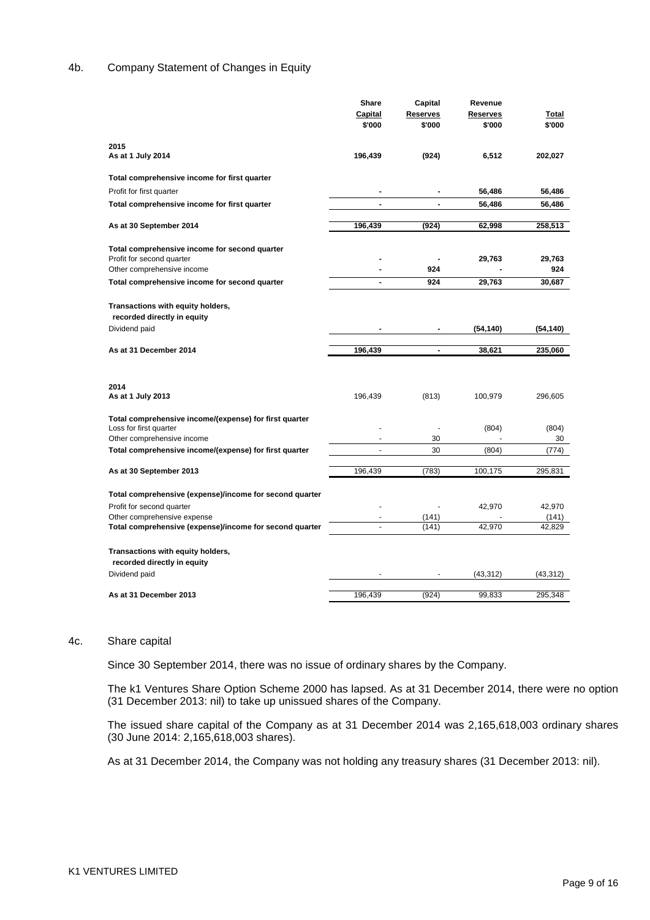## 4b. Company Statement of Changes in Equity

| | Share Capital $'000 | Capital Reserves $'000 | Revenue Reserves $'000 | Total $'000 |
|---|---|---|---|---|
| **2015** | | | | |
| **As at 1 July 2014** | **196,439** | **(924)** | **6,512** | **202,027** |
| **Total comprehensive income for first quarter** | | | | |
| Profit for first quarter | **-** | **-** | **56,486** | **56,486** |
| **Total comprehensive income for first quarter** | **-** | **-** | **56,486** | **56,486** |
| **As at 30 September 2014** | **196,439** | **(924)** | **62,998** | **258,513** |
| **Total comprehensive income for second quarter** | | | | |
| Profit for second quarter | **-** | **-** | **29,763** | **29,763** |
| Other comprehensive income | **-** | **924** | **-** | **924** |
| **Total comprehensive income for second quarter** | **-** | **924** | **29,763** | **30,687** |
| **Transactions with equity holders, recorded directly in equity** | | | | |
| Dividend paid | **-** | **-** | **(54,140)** | **(54,140)** |
| **As at 31 December 2014** | **196,439** | **-** | **38,621** | **235,060** |
| **2014** | | | | |
| **As at 1 July 2013** | 196,439 | (813) | 100,979 | 296,605 |
| **Total comprehensive income/(expense) for first quarter** | | | | |
| Loss for first quarter | - | - | (804) | (804) |
| Other comprehensive income | - | 30 | - | 30 |
| **Total comprehensive income/(expense) for first quarter** | - | 30 | (804) | (774) |
| **As at 30 September 2013** | 196,439 | (783) | 100,175 | 295,831 |
| **Total comprehensive (expense)/income for second quarter** | | | | |
| Profit for second quarter | - | - | 42,970 | 42,970 |
| Other comprehensive expense | - | (141) | - | (141) |
| **Total comprehensive (expense)/income for second quarter** | - | (141) | 42,970 | 42,829 |
| **Transactions with equity holders, recorded directly in equity** | | | | |
| Dividend paid | - | - | (43,312) | (43,312) |
| **As at 31 December 2013** | 196,439 | (924) | 99,833 | 295,348 |

## 4c. Share capital

Since 30 September 2014, there was no issue of ordinary shares by the Company.

The k1 Ventures Share Option Scheme 2000 has lapsed. As at 31 December 2014, there were no option (31 December 2013: nil) to take up unissued shares of the Company.

The issued share capital of the Company as at 31 December 2014 was 2,165,618,003 ordinary shares (30 June 2014: 2,165,618,003 shares).

As at 31 December 2014, the Company was not holding any treasury shares (31 December 2013: nil).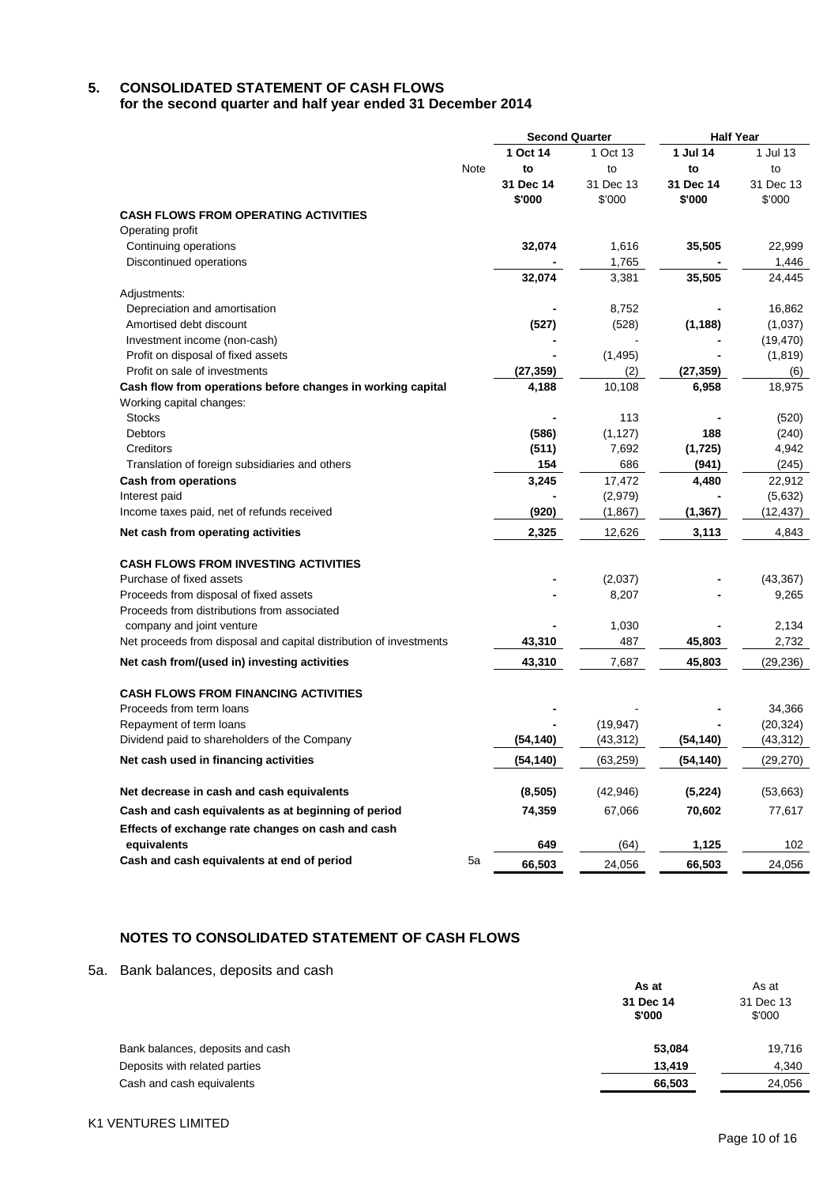## 5. CONSOLIDATED STATEMENT OF CASH FLOWS
**for the second quarter and half year ended 31 December 2014**

| | Note | Second Quarter | | Half Year | |
|---|---|---|---|---|---|
| | | **1 Oct 14 to 31 Dec 14 $'000** | 1 Oct 13 to 31 Dec 13 $'000 | **1 Jul 14 to 31 Dec 14 $'000** | 1 Jul 13 to 31 Dec 13 $'000 |
| **CASH FLOWS FROM OPERATING ACTIVITIES** | | | | | |
| Operating profit | | | | | |
| Continuing operations | | **32,074** | 1,616 | **35,505** | 22,999 |
| Discontinued operations | | **-** | 1,765 | **-** | 1,446 |
| | | **32,074** | 3,381 | **35,505** | 24,445 |
| Adjustments: | | | | | |
| Depreciation and amortisation | | **-** | 8,752 | **-** | 16,862 |
| Amortised debt discount | | **(527)** | (528) | **(1,188)** | (1,037) |
| Investment income (non-cash) | | **-** | - | **-** | (19,470) |
| Profit on disposal of fixed assets | | **-** | (1,495) | **-** | (1,819) |
| Profit on sale of investments | | **(27,359)** | (2) | **(27,359)** | (6) |
| **Cash flow from operations before changes in working capital** | | **4,188** | 10,108 | **6,958** | 18,975 |
| Working capital changes: | | | | | |
| Stocks | | **-** | 113 | **-** | (520) |
| Debtors | | **(586)** | (1,127) | **188** | (240) |
| Creditors | | **(511)** | 7,692 | **(1,725)** | 4,942 |
| Translation of foreign subsidiaries and others | | **154** | 686 | **(941)** | (245) |
| **Cash from operations** | | **3,245** | 17,472 | **4,480** | 22,912 |
| Interest paid | | **-** | (2,979) | **-** | (5,632) |
| Income taxes paid, net of refunds received | | **(920)** | (1,867) | **(1,367)** | (12,437) |
| **Net cash from operating activities** | | **2,325** | 12,626 | **3,113** | 4,843 |
| **CASH FLOWS FROM INVESTING ACTIVITIES** | | | | | |
| Purchase of fixed assets | | **-** | (2,037) | **-** | (43,367) |
| Proceeds from disposal of fixed assets | | **-** | 8,207 | **-** | 9,265 |
| Proceeds from distributions from associated company and joint venture | | **-** | 1,030 | **-** | 2,134 |
| Net proceeds from disposal and capital distribution of investments | | **43,310** | 487 | **45,803** | 2,732 |
| **Net cash from/(used in) investing activities** | | **43,310** | 7,687 | **45,803** | (29,236) |
| **CASH FLOWS FROM FINANCING ACTIVITIES** | | | | | |
| Proceeds from term loans | | **-** | - | **-** | 34,366 |
| Repayment of term loans | | **-** | (19,947) | **-** | (20,324) |
| Dividend paid to shareholders of the Company | | **(54,140)** | (43,312) | **(54,140)** | (43,312) |
| **Net cash used in financing activities** | | **(54,140)** | (63,259) | **(54,140)** | (29,270) |
| **Net decrease in cash and cash equivalents** | | **(8,505)** | (42,946) | **(5,224)** | (53,663) |
| **Cash and cash equivalents as at beginning of period** | | **74,359** | 67,066 | **70,602** | 77,617 |
| **Effects of exchange rate changes on cash and cash equivalents** | | **649** | (64) | **1,125** | 102 |
| **Cash and cash equivalents at end of period** | 5a | **66,503** | 24,056 | **66,503** | 24,056 |

## NOTES TO CONSOLIDATED STATEMENT OF CASH FLOWS

5a. Bank balances, deposits and cash

| | **As at 31 Dec 14 $'000** | As at 31 Dec 13 $'000 |
|---|---|---|
| Bank balances, deposits and cash | **53,084** | 19,716 |
| Deposits with related parties | **13,419** | 4,340 |
| Cash and cash equivalents | **66,503** | 24,056 |

K1 VENTURES LIMITED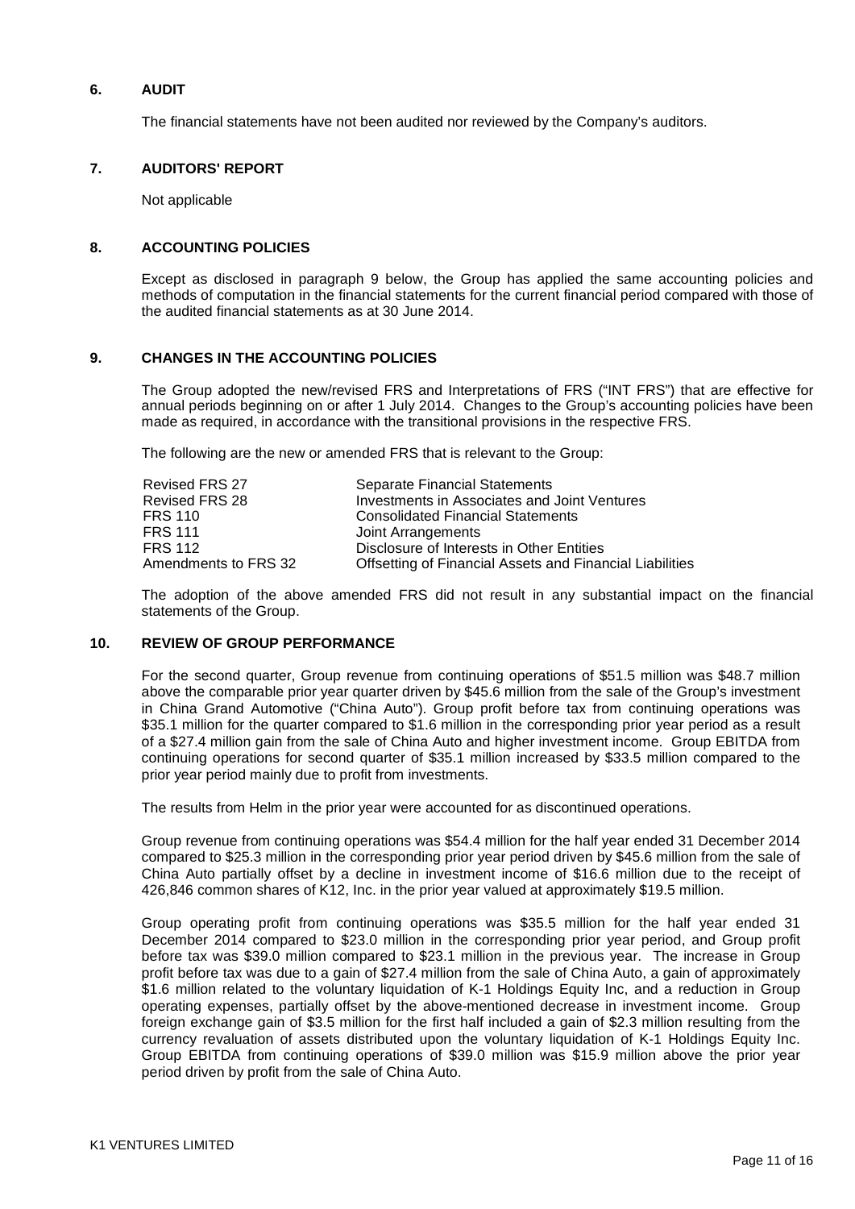## 6. AUDIT

The financial statements have not been audited nor reviewed by the Company's auditors.

## 7. AUDITORS' REPORT

Not applicable

## 8. ACCOUNTING POLICIES

Except as disclosed in paragraph 9 below, the Group has applied the same accounting policies and methods of computation in the financial statements for the current financial period compared with those of the audited financial statements as at 30 June 2014.

## 9. CHANGES IN THE ACCOUNTING POLICIES

The Group adopted the new/revised FRS and Interpretations of FRS ("INT FRS") that are effective for annual periods beginning on or after 1 July 2014. Changes to the Group's accounting policies have been made as required, in accordance with the transitional provisions in the respective FRS.

The following are the new or amended FRS that is relevant to the Group:

| | |
|---|---|
| Revised FRS 27 | Separate Financial Statements |
| Revised FRS 28 | Investments in Associates and Joint Ventures |
| FRS 110 | Consolidated Financial Statements |
| FRS 111 | Joint Arrangements |
| FRS 112 | Disclosure of Interests in Other Entities |
| Amendments to FRS 32 | Offsetting of Financial Assets and Financial Liabilities |

The adoption of the above amended FRS did not result in any substantial impact on the financial statements of the Group.

## 10. REVIEW OF GROUP PERFORMANCE

For the second quarter, Group revenue from continuing operations of $51.5 million was $48.7 million above the comparable prior year quarter driven by $45.6 million from the sale of the Group's investment in China Grand Automotive ("China Auto"). Group profit before tax from continuing operations was $35.1 million for the quarter compared to $1.6 million in the corresponding prior year period as a result of a $27.4 million gain from the sale of China Auto and higher investment income. Group EBITDA from continuing operations for second quarter of $35.1 million increased by $33.5 million compared to the prior year period mainly due to profit from investments.

The results from Helm in the prior year were accounted for as discontinued operations.

Group revenue from continuing operations was $54.4 million for the half year ended 31 December 2014 compared to $25.3 million in the corresponding prior year period driven by $45.6 million from the sale of China Auto partially offset by a decline in investment income of $16.6 million due to the receipt of 426,846 common shares of K12, Inc. in the prior year valued at approximately $19.5 million.

Group operating profit from continuing operations was $35.5 million for the half year ended 31 December 2014 compared to $23.0 million in the corresponding prior year period, and Group profit before tax was $39.0 million compared to $23.1 million in the previous year. The increase in Group profit before tax was due to a gain of $27.4 million from the sale of China Auto, a gain of approximately $1.6 million related to the voluntary liquidation of K-1 Holdings Equity Inc, and a reduction in Group operating expenses, partially offset by the above-mentioned decrease in investment income. Group foreign exchange gain of $3.5 million for the first half included a gain of $2.3 million resulting from the currency revaluation of assets distributed upon the voluntary liquidation of K-1 Holdings Equity Inc. Group EBITDA from continuing operations of $39.0 million was $15.9 million above the prior year period driven by profit from the sale of China Auto.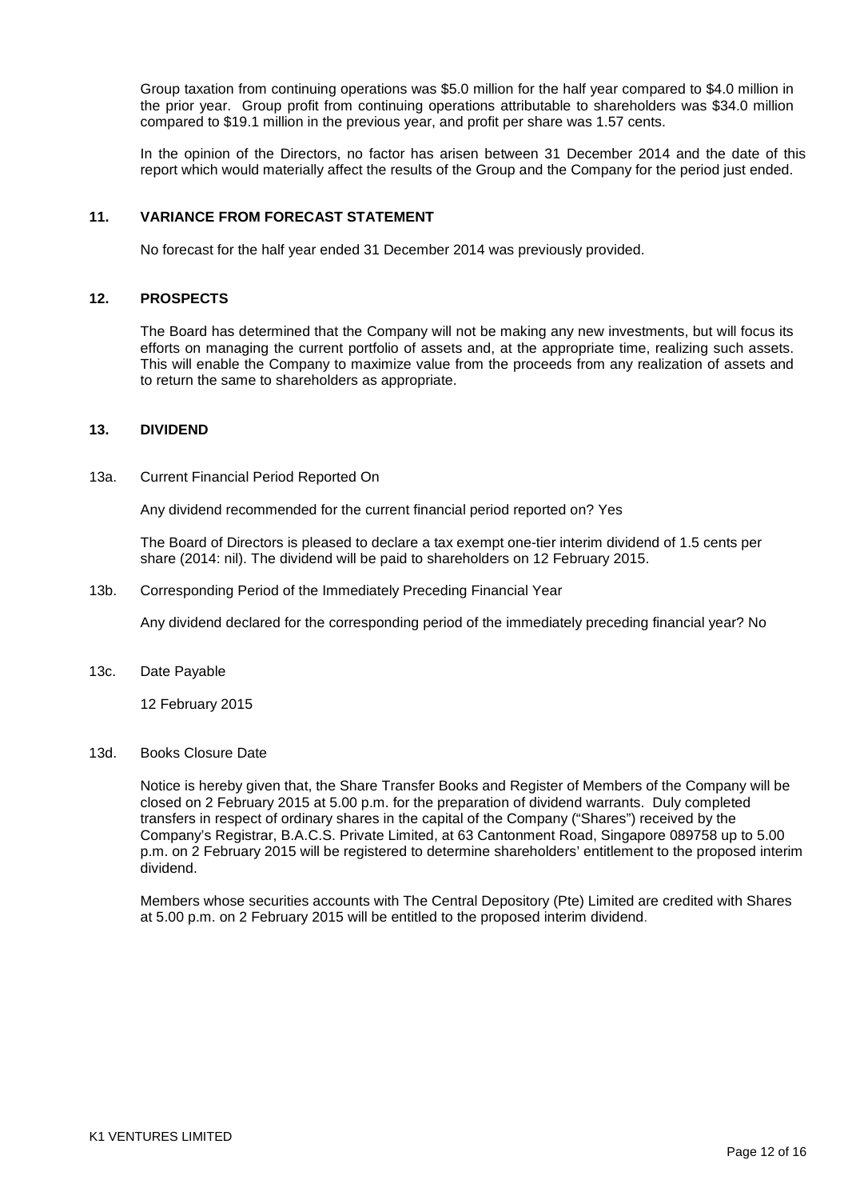Group taxation from continuing operations was \$5.0 million for the half year compared to \$4.0 million in the prior year. Group profit from continuing operations attributable to shareholders was \$34.0 million compared to \$19.1 million in the previous year, and profit per share was 1.57 cents.

In the opinion of the Directors, no factor has arisen between 31 December 2014 and the date of this report which would materially affect the results of the Group and the Company for the period just ended.

## 11. VARIANCE FROM FORECAST STATEMENT

No forecast for the half year ended 31 December 2014 was previously provided.

## 12. PROSPECTS

The Board has determined that the Company will not be making any new investments, but will focus its efforts on managing the current portfolio of assets and, at the appropriate time, realizing such assets. This will enable the Company to maximize value from the proceeds from any realization of assets and to return the same to shareholders as appropriate.

## 13. DIVIDEND

13a. Current Financial Period Reported On

Any dividend recommended for the current financial period reported on? Yes

The Board of Directors is pleased to declare a tax exempt one-tier interim dividend of 1.5 cents per share (2014: nil). The dividend will be paid to shareholders on 12 February 2015.

13b. Corresponding Period of the Immediately Preceding Financial Year

Any dividend declared for the corresponding period of the immediately preceding financial year? No

13c. Date Payable

12 February 2015

13d. Books Closure Date

Notice is hereby given that, the Share Transfer Books and Register of Members of the Company will be closed on 2 February 2015 at 5.00 p.m. for the preparation of dividend warrants. Duly completed transfers in respect of ordinary shares in the capital of the Company ("Shares") received by the Company's Registrar, B.A.C.S. Private Limited, at 63 Cantonment Road, Singapore 089758 up to 5.00 p.m. on 2 February 2015 will be registered to determine shareholders' entitlement to the proposed interim dividend.

Members whose securities accounts with The Central Depository (Pte) Limited are credited with Shares at 5.00 p.m. on 2 February 2015 will be entitled to the proposed interim dividend.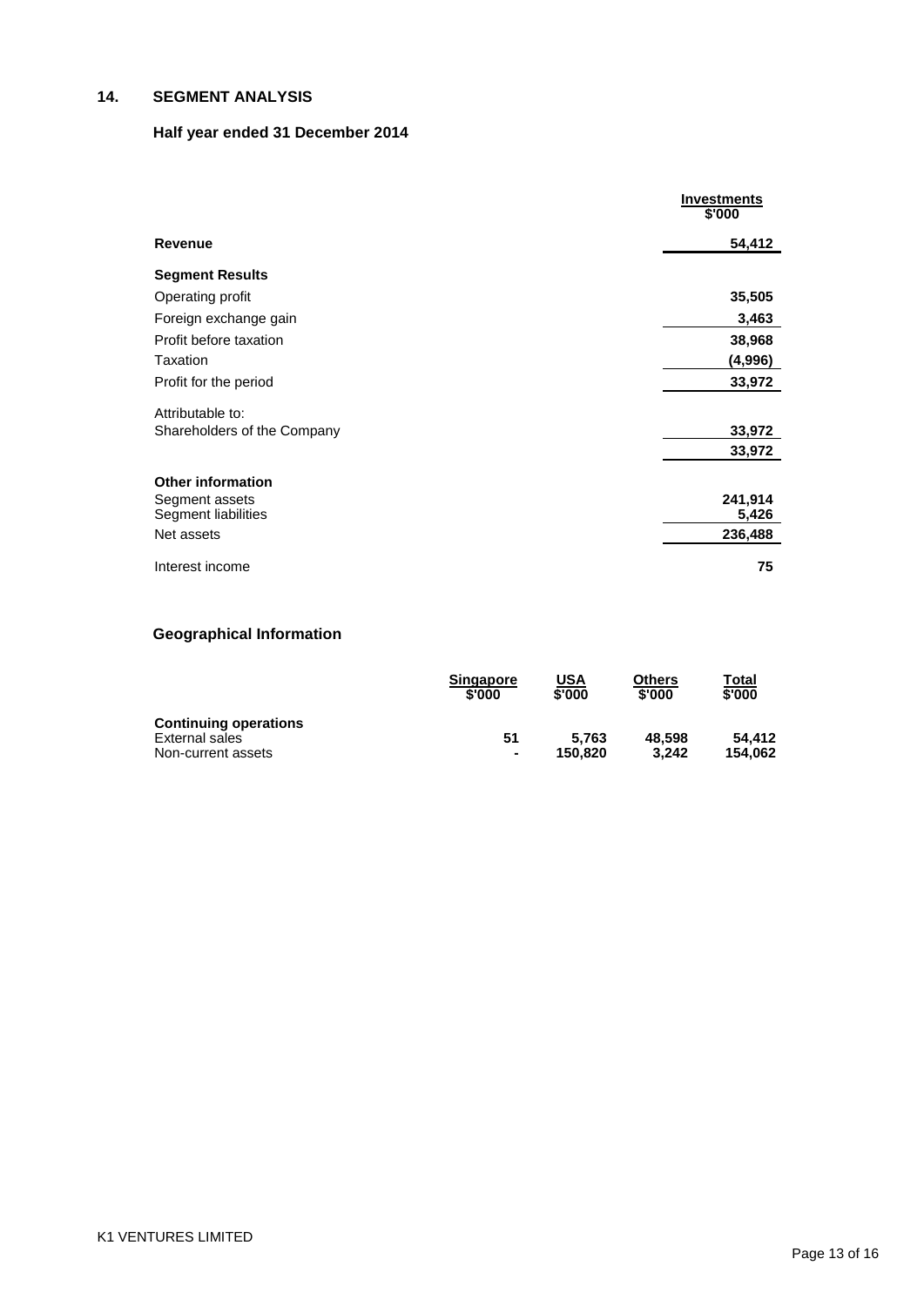## 14. SEGMENT ANALYSIS

### Half year ended 31 December 2014

| | Investments $'000 |
|---|---|
| **Revenue** | **54,412** |
| **Segment Results** | |
| Operating profit | **35,505** |
| Foreign exchange gain | **3,463** |
| Profit before taxation | **38,968** |
| Taxation | **(4,996)** |
| Profit for the period | **33,972** |
| Attributable to: | |
| Shareholders of the Company | **33,972** |
| | **33,972** |
| **Other information** | |
| Segment assets | **241,914** |
| Segment liabilities | **5,426** |
| Net assets | **236,488** |
| Interest income | **75** |

### Geographical Information

| | Singapore $'000 | USA $'000 | Others $'000 | Total $'000 |
|---|---|---|---|---|
| **Continuing operations** | | | | |
| External sales | **51** | **5,763** | **48,598** | **54,412** |
| Non-current assets | **-** | **150,820** | **3,242** | **154,062** |

K1 VENTURES LIMITED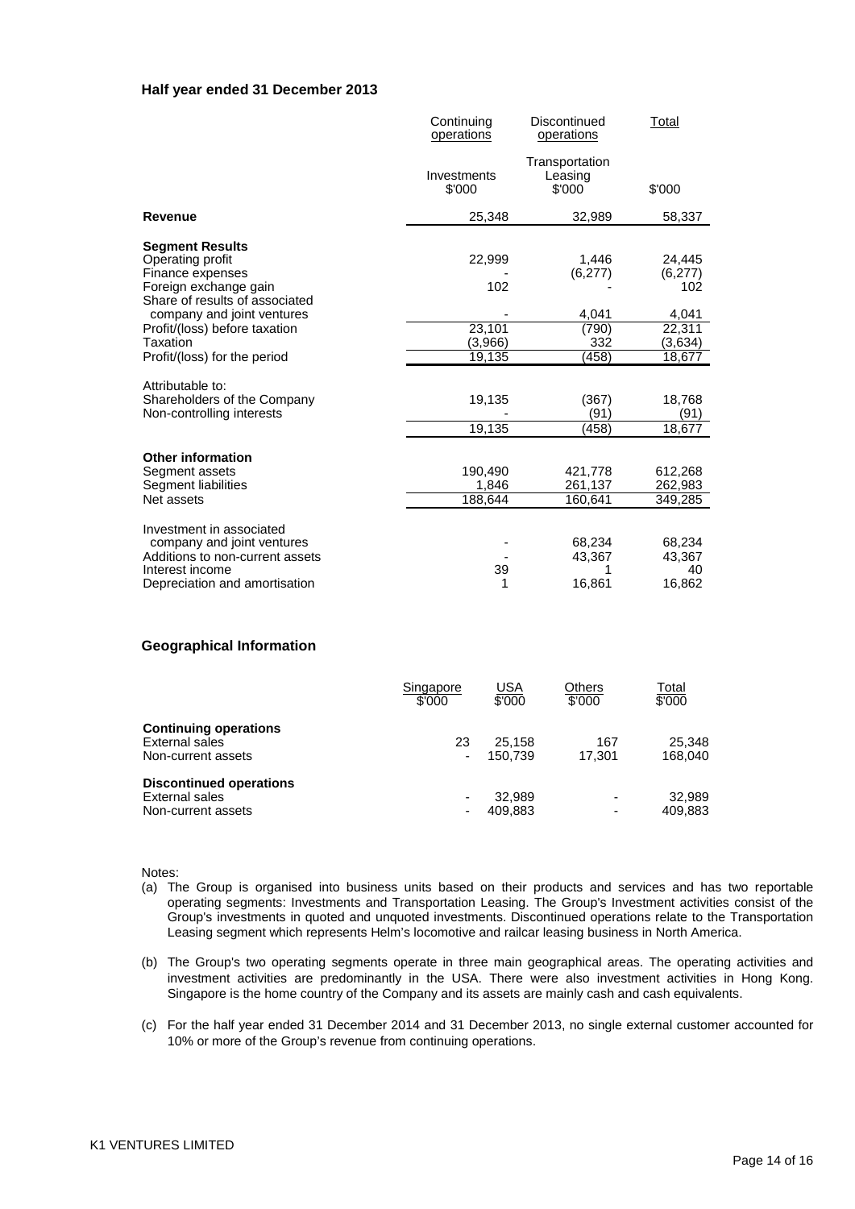### Half year ended 31 December 2013

| | Continuing operations | Discontinued operations | Total |
|---|---|---|---|
| | Investments $'000 | Transportation Leasing $'000 | $'000 |
| **Revenue** | 25,348 | 32,989 | 58,337 |
| **Segment Results** | | | |
| Operating profit | 22,999 | 1,446 | 24,445 |
| Finance expenses | - | (6,277) | (6,277) |
| Foreign exchange gain | 102 | - | 102 |
| Share of results of associated company and joint ventures | - | 4,041 | 4,041 |
| Profit/(loss) before taxation | 23,101 | (790) | 22,311 |
| Taxation | (3,966) | 332 | (3,634) |
| Profit/(loss) for the period | 19,135 | (458) | 18,677 |
| Attributable to: | | | |
| Shareholders of the Company | 19,135 | (367) | 18,768 |
| Non-controlling interests | - | (91) | (91) |
| | 19,135 | (458) | 18,677 |
| **Other information** | | | |
| Segment assets | 190,490 | 421,778 | 612,268 |
| Segment liabilities | 1,846 | 261,137 | 262,983 |
| Net assets | 188,644 | 160,641 | 349,285 |
| Investment in associated company and joint ventures | - | 68,234 | 68,234 |
| Additions to non-current assets | - | 43,367 | 43,367 |
| Interest income | 39 | 1 | 40 |
| Depreciation and amortisation | 1 | 16,861 | 16,862 |

### Geographical Information

| | Singapore $'000 | USA $'000 | Others $'000 | Total $'000 |
|---|---|---|---|---|
| **Continuing operations** | | | | |
| External sales | 23 | 25,158 | 167 | 25,348 |
| Non-current assets | - | 150,739 | 17,301 | 168,040 |
| **Discontinued operations** | | | | |
| External sales | - | 32,989 | - | 32,989 |
| Non-current assets | - | 409,883 | - | 409,883 |

Notes:

(a) The Group is organised into business units based on their products and services and has two reportable operating segments: Investments and Transportation Leasing. The Group's Investment activities consist of the Group's investments in quoted and unquoted investments. Discontinued operations relate to the Transportation Leasing segment which represents Helm's locomotive and railcar leasing business in North America.

(b) The Group's two operating segments operate in three main geographical areas. The operating activities and investment activities are predominantly in the USA. There were also investment activities in Hong Kong. Singapore is the home country of the Company and its assets are mainly cash and cash equivalents.

(c) For the half year ended 31 December 2014 and 31 December 2013, no single external customer accounted for 10% or more of the Group's revenue from continuing operations.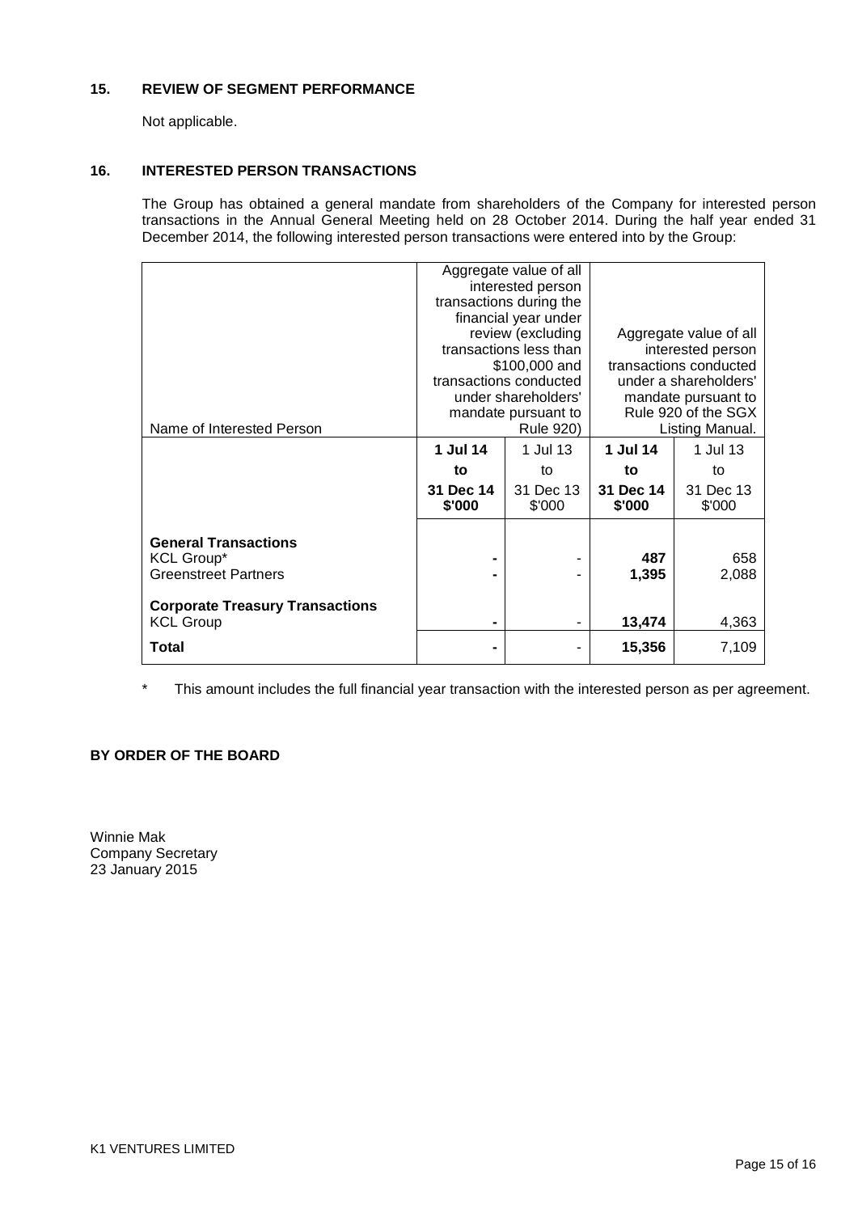## 15. REVIEW OF SEGMENT PERFORMANCE

Not applicable.

## 16. INTERESTED PERSON TRANSACTIONS

The Group has obtained a general mandate from shareholders of the Company for interested person transactions in the Annual General Meeting held on 28 October 2014. During the half year ended 31 December 2014, the following interested person transactions were entered into by the Group:

| Name of Interested Person | Aggregate value of all interested person transactions during the financial year under review (excluding transactions less than $100,000 and transactions conducted under shareholders' mandate pursuant to Rule 920) | | Aggregate value of all interested person transactions conducted under a shareholders' mandate pursuant to Rule 920 of the SGX Listing Manual. | |
|---|---|---|---|---|
| | **1 Jul 14 to 31 Dec 14 $'000** | 1 Jul 13 to 31 Dec 13 $'000 | **1 Jul 14 to 31 Dec 14 $'000** | 1 Jul 13 to 31 Dec 13 $'000 |
| **General Transactions** | | | | |
| KCL Group* | **-** | - | **487** | 658 |
| Greenstreet Partners | **-** | - | **1,395** | 2,088 |
| **Corporate Treasury Transactions** | | | | |
| KCL Group | **-** | - | **13,474** | 4,363 |
| **Total** | **-** | - | **15,356** | 7,109 |

\* This amount includes the full financial year transaction with the interested person as per agreement.

**BY ORDER OF THE BOARD**

Winnie Mak
Company Secretary
23 January 2015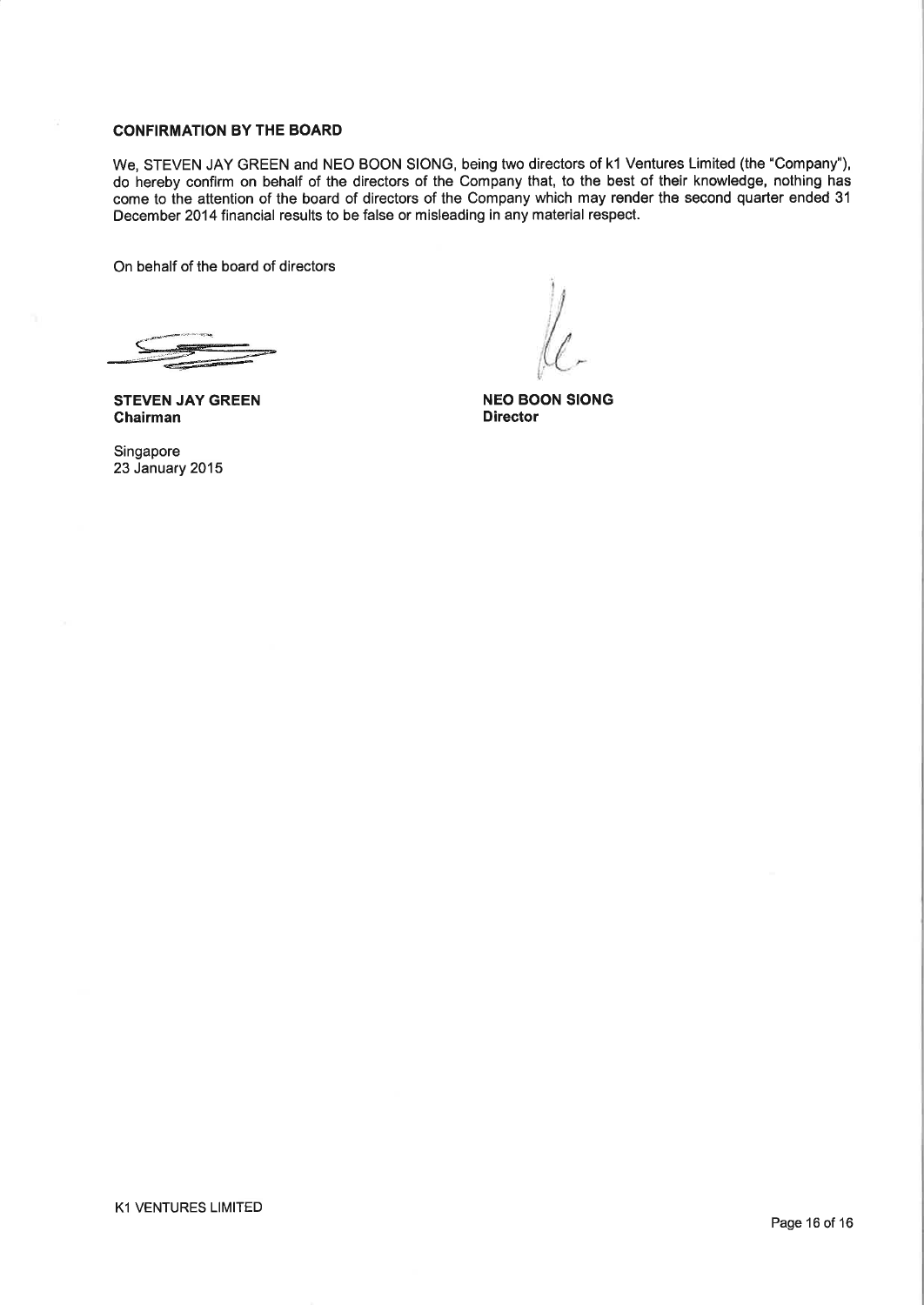**CONFIRMATION BY THE BOARD**

We, STEVEN JAY GREEN and NEO BOON SIONG, being two directors of k1 Ventures Limited (the "Company"), do hereby confirm on behalf of the directors of the Company that, to the best of their knowledge, nothing has come to the attention of the board of directors of the Company which may render the second quarter ended 31 December 2014 financial results to be false or misleading in any material respect.

On behalf of the board of directors

**STEVEN JAY GREEN**
**Chairman**

**NEO BOON SIONG**
**Director**

Singapore
23 January 2015